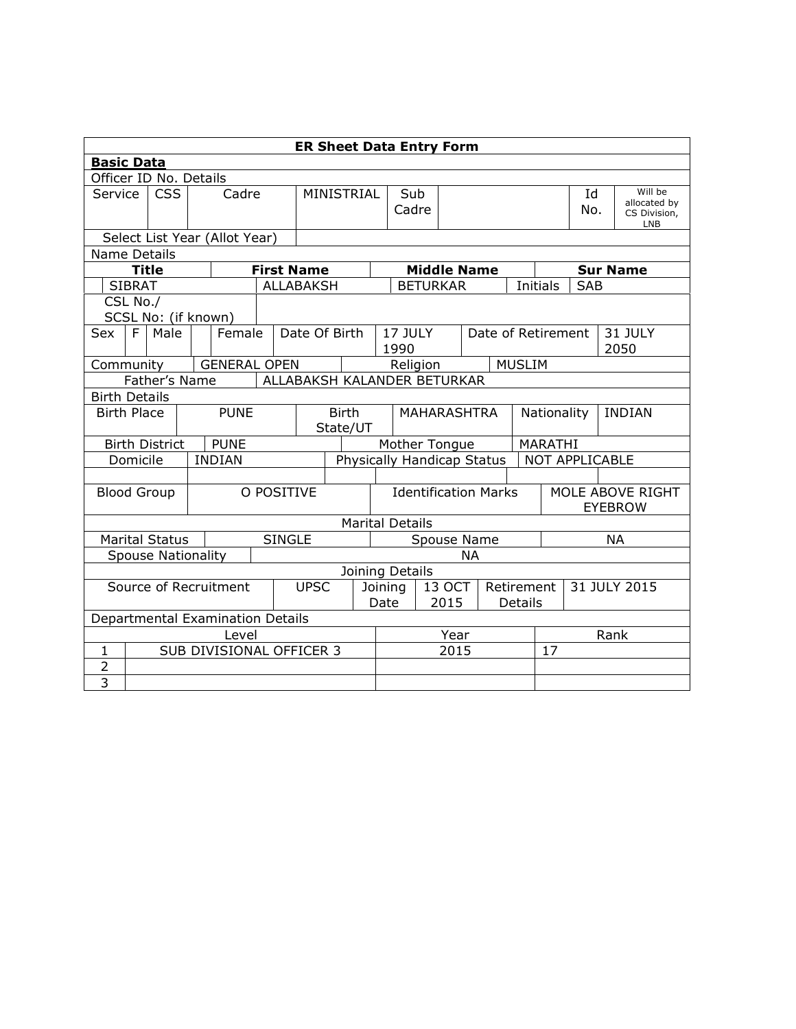| ER Sheet Data Entry Form | | | | | | | | |
|---|---|---|---|---|---|---|---|---|
| **Basic Data** | | | | | | | | |
| Officer ID No. Details | | | | | | | | |
| Service | CSS | Cadre | MINISTRIAL | Sub Cadre | | Id No. | Will be allocated by CS Division, LNB | |
| Select List Year (Allot Year) | | | | | | | | |
| Name Details | | | | | | | | |
| **Title** | **First Name** | **Middle Name** | **Sur Name** | | | | | |
| | SIBRAT | ALLABAKSH | BETURKAR | Initials | SAB | | | |
| CSL No./ SCSL No: (if known) | | | | | | | | |
| Sex | F | Male | | Female | Date Of Birth | 17 JULY 1990 | Date of Retirement | 31 JULY 2050 |
| Community | GENERAL OPEN | | Religion | MUSLIM | | | | |
| Father's Name | ALLABAKSH KALANDER BETURKAR | | | | | | | |
| Birth Details | | | | | | | | |
| Birth Place | PUNE | Birth State/UT | MAHARASHTRA | Nationality | INDIAN | | | |
| Birth District | PUNE | | Mother Tongue | MARATHI | | | | |
| Domicile | INDIAN | Physically Handicap Status | NOT APPLICABLE | | | | | |
| | | | | | | | | |
| Blood Group | O POSITIVE | Identification Marks | MOLE ABOVE RIGHT EYEBROW | | | | | |
| Marital Details | | | | | | | | |
| Marital Status | SINGLE | Spouse Name | NA | | | | | |
| Spouse Nationality | NA | | | | | | | |
| Joining Details | | | | | | | | |
| Source of Recruitment | UPSC | Joining Date | 13 OCT 2015 | Retirement Details | 31 JULY 2015 | | | |
| Departmental Examination Details | | | | | | | | |
| | Level | Year | Rank | | | | | |
| 1 | SUB DIVISIONAL OFFICER 3 | 2015 | 17 | | | | | |
| 2 | | | | | | | | |
| 3 | | | | | | | | |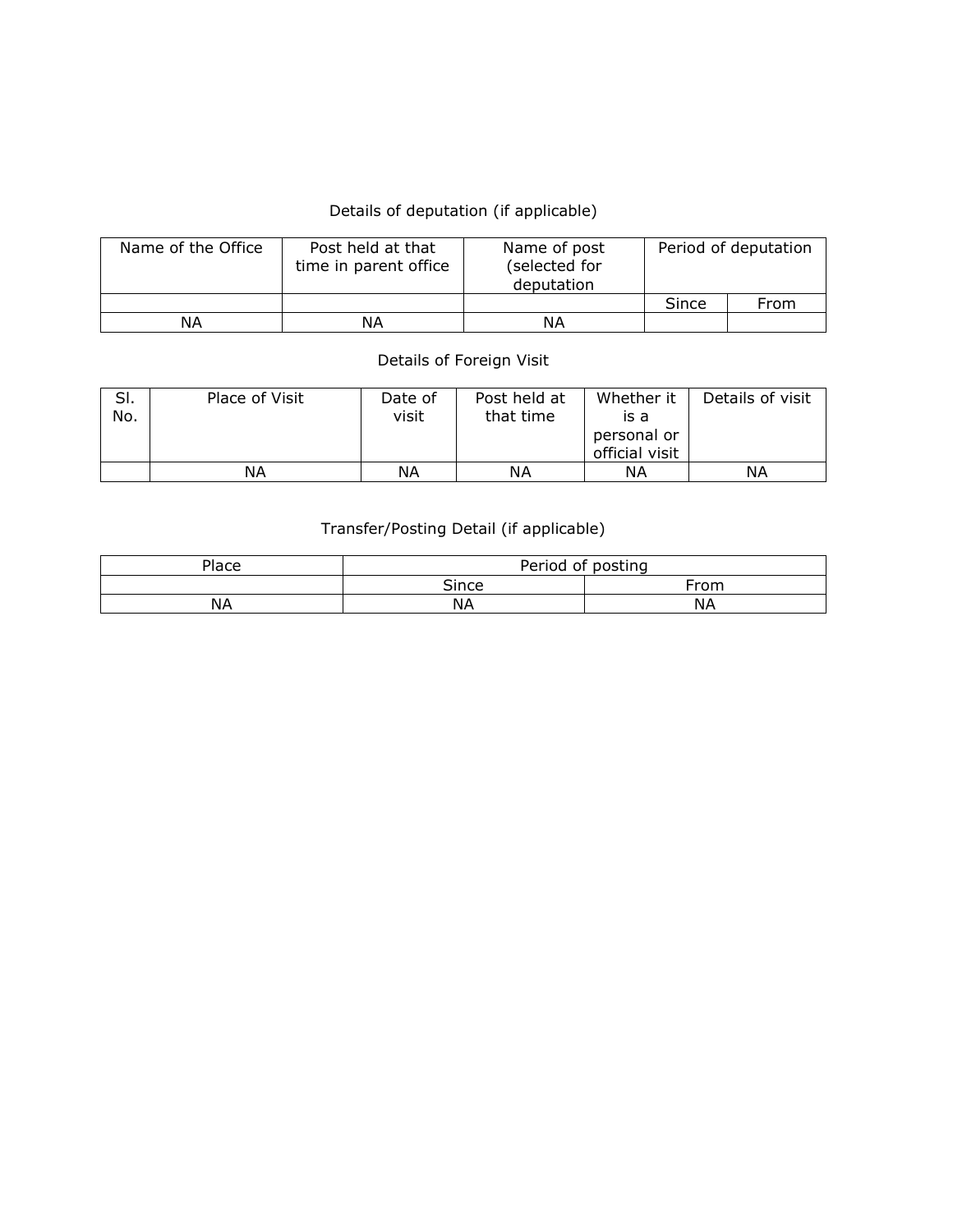Details of deputation (if applicable)

| Name of the Office | Post held at that time in parent office | Name of post (selected for deputation | Period of deputation | |
|---|---|---|---|---|
| | | | Since | From |
| NA | NA | NA | | |

Details of Foreign Visit

| Sl. No. | Place of Visit | Date of visit | Post held at that time | Whether it is a personal or official visit | Details of visit |
|---|---|---|---|---|---|
| | NA | NA | NA | NA | NA |

Transfer/Posting Detail (if applicable)

| Place | Period of posting | |
|---|---|---|
| | Since | From |
| NA | NA | NA |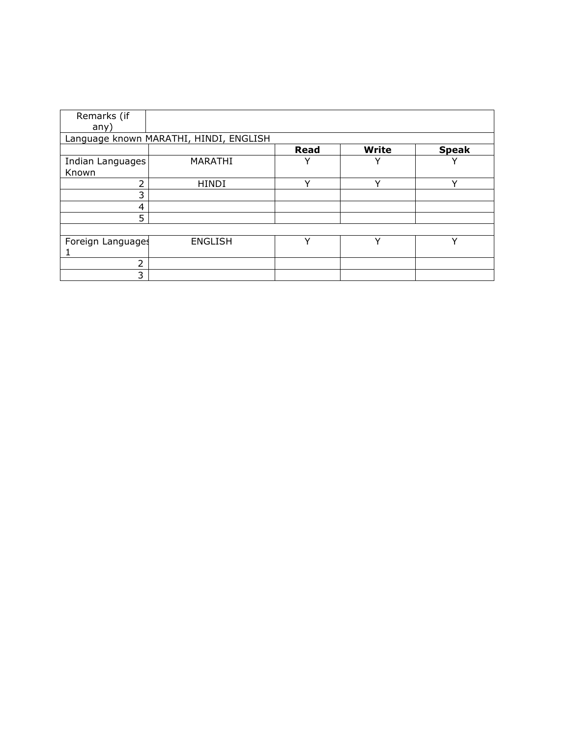| Remarks (if any) | | | | |
|---|---|---|---|---|
| Language known MARATHI, HINDI, ENGLISH | | | | |
| | | **Read** | **Write** | **Speak** |
| Indian Languages Known | MARATHI | Y | Y | Y |
| 2 | HINDI | Y | Y | Y |
| 3 | | | | |
| 4 | | | | |
| 5 | | | | |
| | | | | |
| Foreign Languages 1 | ENGLISH | Y | Y | Y |
| 2 | | | | |
| 3 | | | | |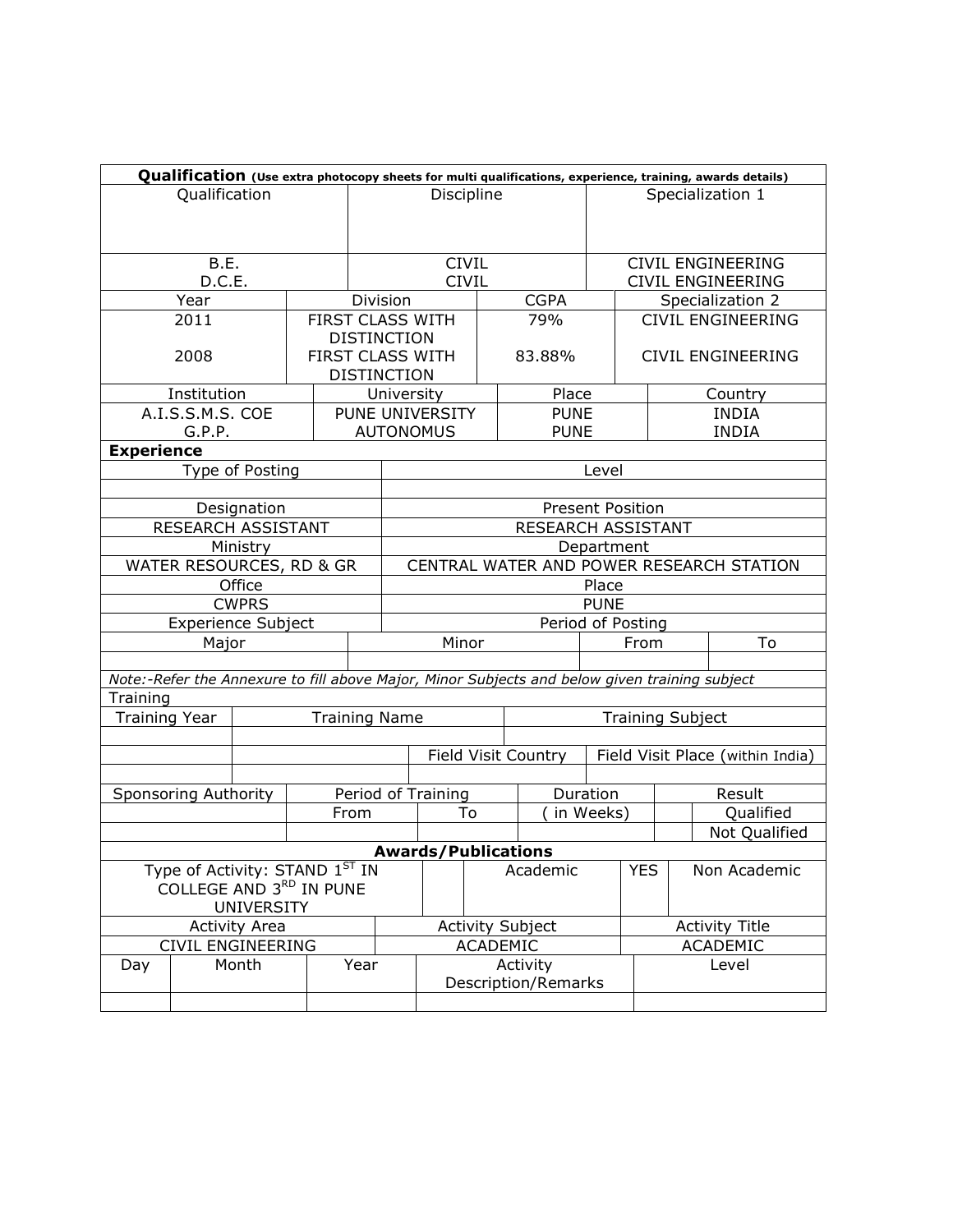**Qualification** (Use extra photocopy sheets for multi qualifications, experience, training, awards details)

| Qualification | Discipline | Specialization 1 |
|---|---|---|
| B.E.<br>D.C.E. | CIVIL<br>CIVIL | CIVIL ENGINEERING<br>CIVIL ENGINEERING |

| Year | Division | CGPA | Specialization 2 |
|---|---|---|---|
| 2011 | FIRST CLASS WITH DISTINCTION | 79% | CIVIL ENGINEERING |
| 2008 | FIRST CLASS WITH DISTINCTION | 83.88% | CIVIL ENGINEERING |

| Institution | University | Place | Country |
|---|---|---|---|
| A.I.S.S.M.S. COE | PUNE UNIVERSITY | PUNE | INDIA |
| G.P.P. | AUTONOMUS | PUNE | INDIA |

**Experience**

| Type of Posting | Level |
|---|---|
| | |
| **Designation** | **Present Position** |
| RESEARCH ASSISTANT | RESEARCH ASSISTANT |
| **Ministry** | **Department** |
| WATER RESOURCES, RD & GR | CENTRAL WATER AND POWER RESEARCH STATION |
| **Office** | **Place** |
| CWPRS | PUNE |

| Experience Subject | | Period of Posting | |
|---|---|---|---|
| Major | Minor | From | To |
| | | | |

*Note:-Refer the Annexure to fill above Major, Minor Subjects and below given training subject*

Training

| Training Year | Training Name | | Training Subject |
|---|---|---|---|
| | | | |
| | | Field Visit Country | Field Visit Place (within India) |
| | | | |

| Sponsoring Authority | Period of Training | | Duration | | Result |
|---|---|---|---|---|---|
| | From | To | ( in Weeks) | | Qualified |
| | | | | | Not Qualified |

**Awards/Publications**

| Type of Activity: STAND 1ST IN COLLEGE AND 3RD IN PUNE UNIVERSITY | | Academic | YES | Non Academic |
|---|---|---|---|---|

| Activity Area | Activity Subject | Activity Title |
|---|---|---|
| CIVIL ENGINEERING | ACADEMIC | ACADEMIC |

| Day | Month | Year | Activity Description/Remarks | Level |
|---|---|---|---|---|
| | | | | |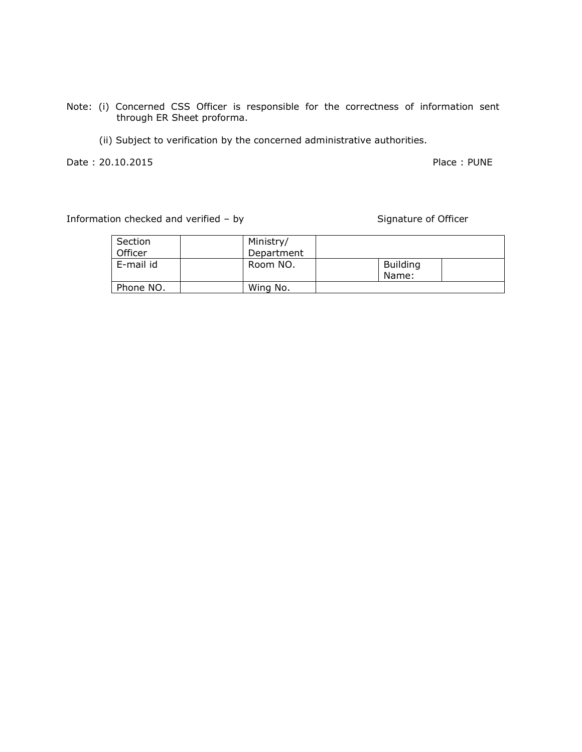Note: (i) Concerned CSS Officer is responsible for the correctness of information sent through ER Sheet proforma.

(ii) Subject to verification by the concerned administrative authorities.

Date : 20.10.2015 Place : PUNE

Information checked and verified – by Signature of Officer

| | | | | | |
|---|---|---|---|---|---|
| Section Officer | | Ministry/ Department | | | |
| E-mail id | | Room NO. | | Building Name: | |
| Phone NO. | | Wing No. | | | |